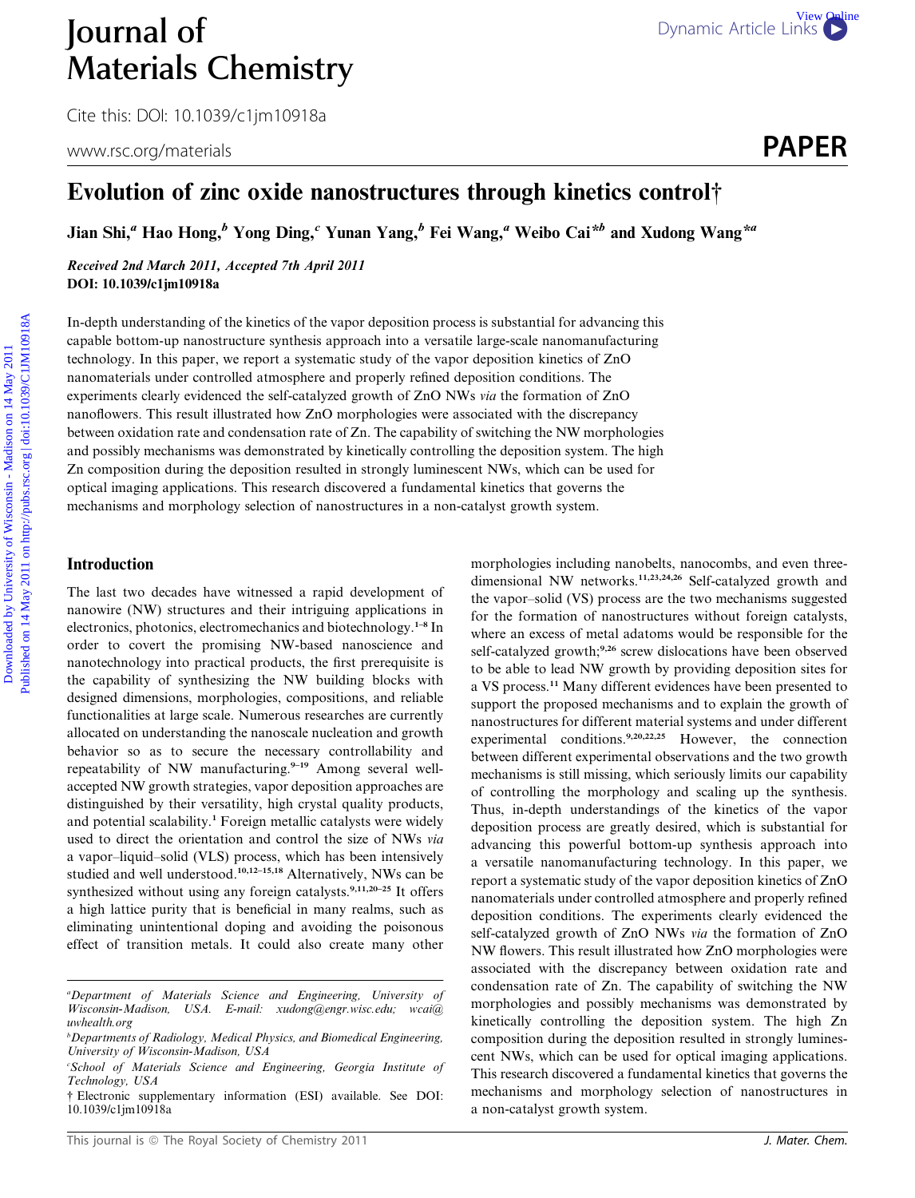# Journal of Materials Chemistry

Cite this: DOI: 10.1039/c1jm10918a

www.rsc.org/materials

**PAPER**

## Evolution of zinc oxide nanostructures through kinetics control†

**Jian Shi,[a] Hao Hong,[b] Yong Ding,[c] Yunan Yang,[b] Fei Wang,[a] Weibo Cai[*b] and Xudong Wang[*a]**

***Received 2nd March 2011, Accepted 7th April 2011***
**DOI: 10.1039/c1jm10918a**

In-depth understanding of the kinetics of the vapor deposition process is substantial for advancing this capable bottom-up nanostructure synthesis approach into a versatile large-scale nanomanufacturing technology. In this paper, we report a systematic study of the vapor deposition kinetics of ZnO nanomaterials under controlled atmosphere and properly refined deposition conditions. The experiments clearly evidenced the self-catalyzed growth of ZnO NWs *via* the formation of ZnO nanoflowers. This result illustrated how ZnO morphologies were associated with the discrepancy between oxidation rate and condensation rate of Zn. The capability of switching the NW morphologies and possibly mechanisms was demonstrated by kinetically controlling the deposition system. The high Zn composition during the deposition resulted in strongly luminescent NWs, which can be used for optical imaging applications. This research discovered a fundamental kinetics that governs the mechanisms and morphology selection of nanostructures in a non-catalyst growth system.

### Introduction

The last two decades have witnessed a rapid development of nanowire (NW) structures and their intriguing applications in electronics, photonics, electromechanics and biotechnology.[1–8] In order to covert the promising NW-based nanoscience and nanotechnology into practical products, the first prerequisite is the capability of synthesizing the NW building blocks with designed dimensions, morphologies, compositions, and reliable functionalities at large scale. Numerous researches are currently allocated on understanding the nanoscale nucleation and growth behavior so as to secure the necessary controllability and repeatability of NW manufacturing.[9–19] Among several well-accepted NW growth strategies, vapor deposition approaches are distinguished by their versatility, high crystal quality products, and potential scalability.[1] Foreign metallic catalysts were widely used to direct the orientation and control the size of NWs *via* a vapor–liquid–solid (VLS) process, which has been intensively studied and well understood.[10,12–15,18] Alternatively, NWs can be synthesized without using any foreign catalysts.[9,11,20–25] It offers a high lattice purity that is beneficial in many realms, such as eliminating unintentional doping and avoiding the poisonous effect of transition metals. It could also create many other morphologies including nanobelts, nanocombs, and even three-dimensional NW networks.[11,23,24,26] Self-catalyzed growth and the vapor–solid (VS) process are the two mechanisms suggested for the formation of nanostructures without foreign catalysts, where an excess of metal adatoms would be responsible for the self-catalyzed growth;[9,26] screw dislocations have been observed to be able to lead NW growth by providing deposition sites for a VS process.[11] Many different evidences have been presented to support the proposed mechanisms and to explain the growth of nanostructures for different material systems and under different experimental conditions.[9,20,22,25] However, the connection between different experimental observations and the two growth mechanisms is still missing, which seriously limits our capability of controlling the morphology and scaling up the synthesis. Thus, in-depth understandings of the kinetics of the vapor deposition process are greatly desired, which is substantial for advancing this powerful bottom-up synthesis approach into a versatile nanomanufacturing technology. In this paper, we report a systematic study of the vapor deposition kinetics of ZnO nanomaterials under controlled atmosphere and properly refined deposition conditions. The experiments clearly evidenced the self-catalyzed growth of ZnO NWs *via* the formation of ZnO NW flowers. This result illustrated how ZnO morphologies were associated with the discrepancy between oxidation rate and condensation rate of Zn. The capability of switching the NW morphologies and possibly mechanisms was demonstrated by kinetically controlling the deposition system. The high Zn composition during the deposition resulted in strongly luminescent NWs, which can be used for optical imaging applications. This research discovered a fundamental kinetics that governs the mechanisms and morphology selection of nanostructures in a non-catalyst growth system.

---

[a] *Department of Materials Science and Engineering, University of Wisconsin-Madison, USA. E-mail: xudong@engr.wisc.edu; wcai@uwhealth.org*
[b] *Departments of Radiology, Medical Physics, and Biomedical Engineering, University of Wisconsin-Madison, USA*
[c] *School of Materials Science and Engineering, Georgia Institute of Technology, USA*
† Electronic supplementary information (ESI) available. See DOI: 10.1039/c1jm10918a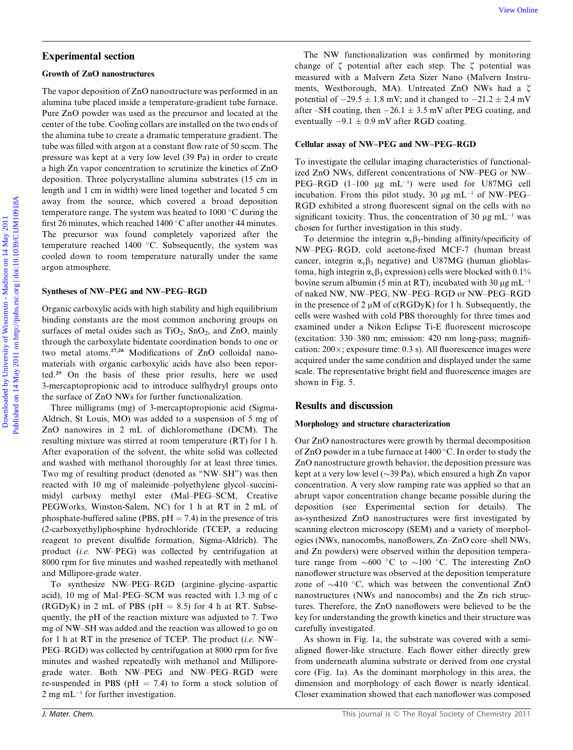## Experimental section

### Growth of ZnO nanostructures

The vapor deposition of ZnO nanostructure was performed in an alumina tube placed inside a temperature-gradient tube furnace. Pure ZnO powder was used as the precursor and located at the center of the tube. Cooling collars are installed on the two ends of the alumina tube to create a dramatic temperature gradient. The tube was filled with argon at a constant flow rate of 50 sccm. The pressure was kept at a very low level (39 Pa) in order to create a high Zn vapor concentration to scrutinize the kinetics of ZnO deposition. Three polycrystalline alumina substrates (15 cm in length and 1 cm in width) were lined together and located 5 cm away from the source, which covered a broad deposition temperature range. The system was heated to 1000 °C during the first 26 minutes, which reached 1400 °C after another 44 minutes. The precursor was found completely vaporized after the temperature reached 1400 °C. Subsequently, the system was cooled down to room temperature naturally under the same argon atmosphere.

### Syntheses of NW–PEG and NW–PEG–RGD

Organic carboxylic acids with high stability and high equilibrium binding constants are the most common anchoring groups on surfaces of metal oxides such as $TiO_2$, $SnO_2$, and ZnO, mainly through the carboxylate bidentate coordination bonds to one or two metal atoms.[27,28] Modifications of ZnO colloidal nanomaterials with organic carboxylic acids have also been reported.[29] On the basis of these prior results, here we used 3-mercaptopropionic acid to introduce sulfhydryl groups onto the surface of ZnO NWs for further functionalization.

Three milligrams (mg) of 3-mercaptopropionic acid (Sigma-Aldrich, St Louis, MO) was added to a suspension of 5 mg of ZnO nanowires in 2 mL of dichloromethane (DCM). The resulting mixture was stirred at room temperature (RT) for 1 h. After evaporation of the solvent, the white solid was collected and washed with methanol thoroughly for at least three times. Two mg of resulting product (denoted as "NW–SH") was then reacted with 10 mg of maleimide–polyethylene glycol–succinimidyl carboxy methyl ester (Mal–PEG–SCM, Creative PEGWorks, Winston-Salem, NC) for 1 h at RT in 2 mL of phosphate-buffered saline (PBS, pH = 7.4) in the presence of tris (2-carboxyethyl)phosphine hydrochloride (TCEP, a reducing reagent to prevent disulfide formation, Sigma-Aldrich). The product (*i.e.* NW–PEG) was collected by centrifugation at 8000 rpm for five minutes and washed repeatedly with methanol and Millipore-grade water.

To synthesize NW–PEG–RGD (arginine–glycine–aspartic acid), 10 mg of Mal–PEG–SCM was reacted with 1.3 mg of c (RGDyK) in 2 mL of PBS (pH = 8.5) for 4 h at RT. Subsequently, the pH of the reaction mixture was adjusted to 7. Two mg of NW–SH was added and the reaction was allowed to go on for 1 h at RT in the presence of TCEP. The product (*i.e.* NW–PEG–RGD) was collected by centrifugation at 8000 rpm for five minutes and washed repeatedly with methanol and Millipore-grade water. Both NW–PEG and NW–PEG–RGD were re-suspended in PBS (pH = 7.4) to form a stock solution of 2 mg $mL^{-1}$ for further investigation.

The NW functionalization was confirmed by monitoring change of $\zeta$ potential after each step. The $\zeta$ potential was measured with a Malvern Zeta Sizer Nano (Malvern Instruments, Westborough, MA). Untreated ZnO NWs had a $\zeta$ potential of $-29.5 \pm 1.8$ mV; and it changed to $-21.2 \pm 2.4$ mV after –SH coating, then $-26.1 \pm 3.5$ mV after PEG coating, and eventually $-9.1 \pm 0.9$ mV after RGD coating.

### Cellular assay of NW–PEG and NW–PEG–RGD

To investigate the cellular imaging characteristics of functionalized ZnO NWs, different concentrations of NW–PEG or NW–PEG–RGD (1–100 μg $mL^{-1}$) were used for U87MG cell incubation. From this pilot study, 30 μg $mL^{-1}$ of NW–PEG–RGD exhibited a strong fluorescent signal on the cells with no significant toxicity. Thus, the concentration of 30 μg $mL^{-1}$ was chosen for further investigation in this study.

To determine the integrin $\alpha_v\beta_3$-binding affinity/specificity of NW–PEG–RGD, cold acetone-fixed MCF-7 (human breast cancer, integrin $\alpha_v\beta_3$ negative) and U87MG (human glioblastoma, high integrin $\alpha_v\beta_3$ expression) cells were blocked with 0.1% bovine serum albumin (5 min at RT), incubated with 30 μg $mL^{-1}$ of naked NW, NW–PEG, NW–PEG–RGD or NW–PEG–RGD in the presence of 2 μM of c(RGDyK) for 1 h. Subsequently, the cells were washed with cold PBS thoroughly for three times and examined under a Nikon Eclipse Ti-E fluorescent microscope (excitation: 330–380 nm; emission: 420 nm long-pass; magnification: 200×; exposure time: 0.3 s). All fluorescence images were acquired under the same condition and displayed under the same scale. The representative bright field and fluorescence images are shown in Fig. 5.

## Results and discussion

### Morphology and structure characterization

Our ZnO nanostructures were growth by thermal decomposition of ZnO powder in a tube furnace at 1400 °C. In order to study the ZnO nanostructure growth behavior, the deposition pressure was kept at a very low level (~39 Pa), which ensured a high Zn vapor concentration. A very slow ramping rate was applied so that an abrupt vapor concentration change became possible during the deposition (see Experimental section for details). The as-synthesized ZnO nanostructures were first investigated by scanning electron microscopy (SEM) and a variety of morphologies (NWs, nanocombs, nanoflowers, Zn–ZnO core–shell NWs, and Zn powders) were observed within the deposition temperature range from ~600 °C to ~100 °C. The interesting ZnO nanoflower structure was observed at the deposition temperature zone of ~410 °C, which was between the conventional ZnO nanostructures (NWs and nanocombs) and the Zn rich structures. Therefore, the ZnO nanoflowers were believed to be the key for understanding the growth kinetics and their structure was carefully investigated.

As shown in Fig. 1a, the substrate was covered with a semi-aligned flower-like structure. Each flower either directly grew from underneath alumina substrate or derived from one crystal core (Fig. 1a). As the dominant morphology in this area, the dimension and morphology of each flower is nearly identical. Closer examination showed that each nanoflower was composed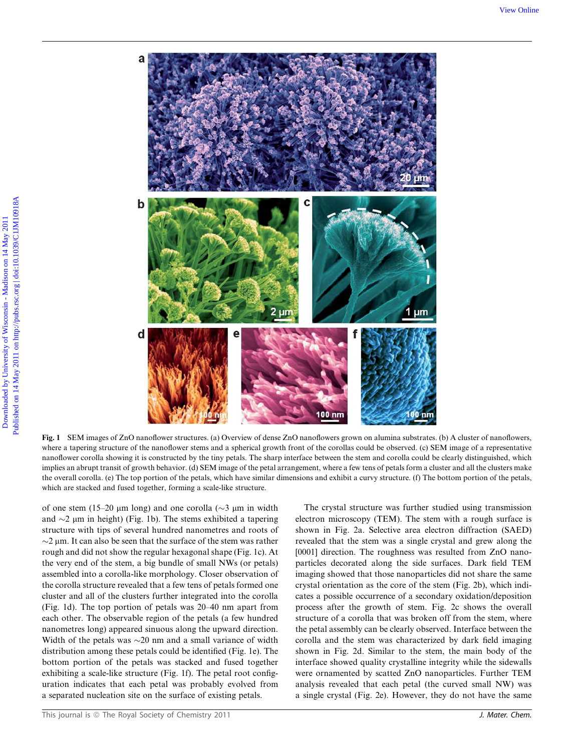a

20 μm

b

2 μm

c

1 μm

d

100 nm

e

100 nm

f

100 nm

**Fig. 1** SEM images of ZnO nanoflower structures. (a) Overview of dense ZnO nanoflowers grown on alumina substrates. (b) A cluster of nanoflowers, where a tapering structure of the nanoflower stems and a spherical growth front of the corollas could be observed. (c) SEM image of a representative nanoflower corolla showing it is constructed by the tiny petals. The sharp interface between the stem and corolla could be clearly distinguished, which implies an abrupt transit of growth behavior. (d) SEM image of the petal arrangement, where a few tens of petals form a cluster and all the clusters make the overall corolla. (e) The top portion of the petals, which have similar dimensions and exhibit a curvy structure. (f) The bottom portion of the petals, which are stacked and fused together, forming a scale-like structure.

of one stem (15–20 μm long) and one corolla (~3 μm in width and ~2 μm in height) (Fig. 1b). The stems exhibited a tapering structure with tips of several hundred nanometres and roots of ~2 μm. It can also be seen that the surface of the stem was rather rough and did not show the regular hexagonal shape (Fig. 1c). At the very end of the stem, a big bundle of small NWs (or petals) assembled into a corolla-like morphology. Closer observation of the corolla structure revealed that a few tens of petals formed one cluster and all of the clusters further integrated into the corolla (Fig. 1d). The top portion of petals was 20–40 nm apart from each other. The observable region of the petals (a few hundred nanometres long) appeared sinuous along the upward direction. Width of the petals was ~20 nm and a small variance of width distribution among these petals could be identified (Fig. 1e). The bottom portion of the petals was stacked and fused together exhibiting a scale-like structure (Fig. 1f). The petal root configuration indicates that each petal was probably evolved from a separated nucleation site on the surface of existing petals.

The crystal structure was further studied using transmission electron microscopy (TEM). The stem with a rough surface is shown in Fig. 2a. Selective area electron diffraction (SAED) revealed that the stem was a single crystal and grew along the [0001] direction. The roughness was resulted from ZnO nanoparticles decorated along the side surfaces. Dark field TEM imaging showed that those nanoparticles did not share the same crystal orientation as the core of the stem (Fig. 2b), which indicates a possible occurrence of a secondary oxidation/deposition process after the growth of stem. Fig. 2c shows the overall structure of a corolla that was broken off from the stem, where the petal assembly can be clearly observed. Interface between the corolla and the stem was characterized by dark field imaging shown in Fig. 2d. Similar to the stem, the main body of the interface showed quality crystalline integrity while the sidewalls were ornamented by scatted ZnO nanoparticles. Further TEM analysis revealed that each petal (the curved small NW) was a single crystal (Fig. 2e). However, they do not have the same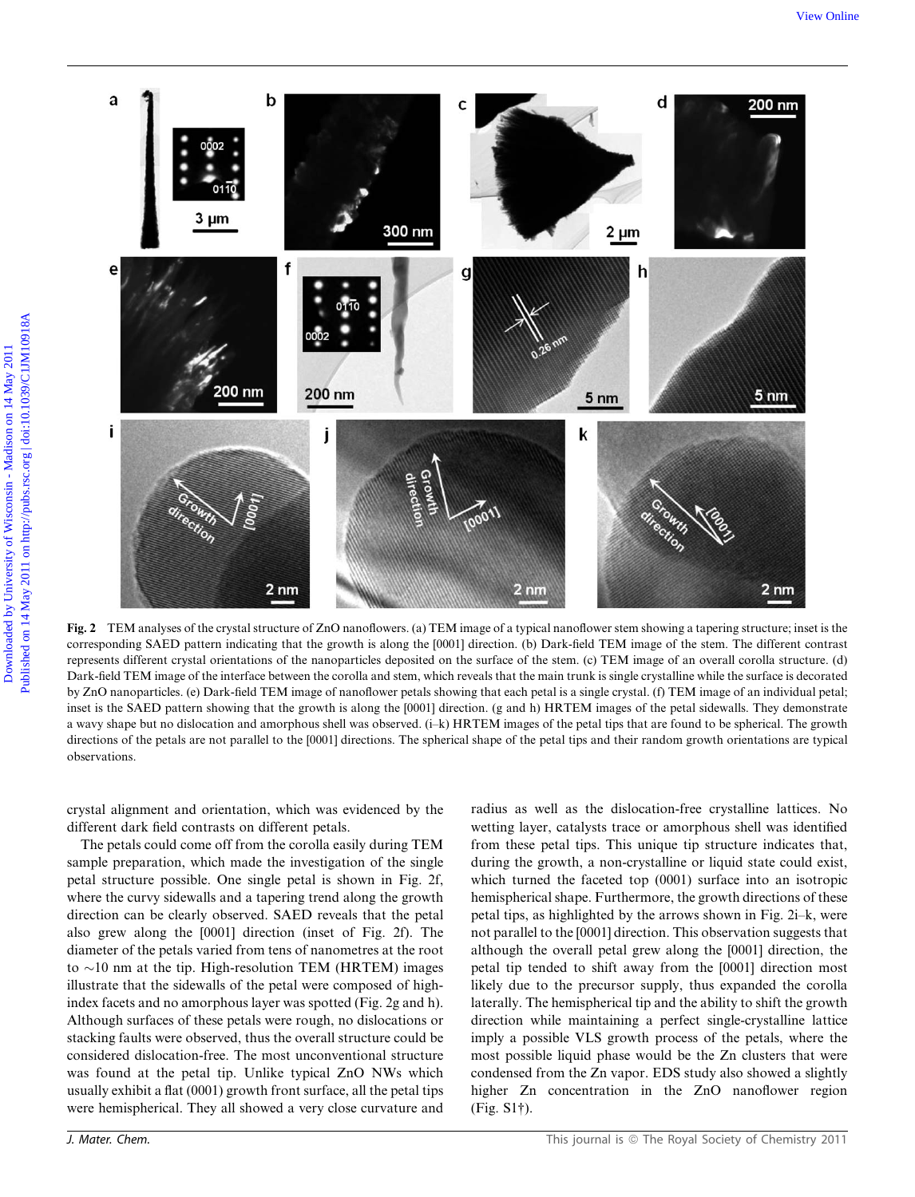**Fig. 2** TEM analyses of the crystal structure of ZnO nanoflowers. (a) TEM image of a typical nanoflower stem showing a tapering structure; inset is the corresponding SAED pattern indicating that the growth is along the [0001] direction. (b) Dark-field TEM image of the stem. The different contrast represents different crystal orientations of the nanoparticles deposited on the surface of the stem. (c) TEM image of an overall corolla structure. (d) Dark-field TEM image of the interface between the corolla and stem, which reveals that the main trunk is single crystalline while the surface is decorated by ZnO nanoparticles. (e) Dark-field TEM image of nanoflower petals showing that each petal is a single crystal. (f) TEM image of an individual petal; inset is the SAED pattern showing that the growth is along the [0001] direction. (g and h) HRTEM images of the petal sidewalls. They demonstrate a wavy shape but no dislocation and amorphous shell was observed. (i–k) HRTEM images of the petal tips that are found to be spherical. The growth directions of the petals are not parallel to the [0001] directions. The spherical shape of the petal tips and their random growth orientations are typical observations.

crystal alignment and orientation, which was evidenced by the different dark field contrasts on different petals.

The petals could come off from the corolla easily during TEM sample preparation, which made the investigation of the single petal structure possible. One single petal is shown in Fig. 2f, where the curvy sidewalls and a tapering trend along the growth direction can be clearly observed. SAED reveals that the petal also grew along the [0001] direction (inset of Fig. 2f). The diameter of the petals varied from tens of nanometres at the root to ∼10 nm at the tip. High-resolution TEM (HRTEM) images illustrate that the sidewalls of the petal were composed of high-index facets and no amorphous layer was spotted (Fig. 2g and h). Although surfaces of these petals were rough, no dislocations or stacking faults were observed, thus the overall structure could be considered dislocation-free. The most unconventional structure was found at the petal tip. Unlike typical ZnO NWs which usually exhibit a flat (0001) growth front surface, all the petal tips were hemispherical. They all showed a very close curvature and radius as well as the dislocation-free crystalline lattices. No wetting layer, catalysts trace or amorphous shell was identified from these petal tips. This unique tip structure indicates that, during the growth, a non-crystalline or liquid state could exist, which turned the faceted top (0001) surface into an isotropic hemispherical shape. Furthermore, the growth directions of these petal tips, as highlighted by the arrows shown in Fig. 2i–k, were not parallel to the [0001] direction. This observation suggests that although the overall petal grew along the [0001] direction, the petal tip tended to shift away from the [0001] direction most likely due to the precursor supply, thus expanded the corolla laterally. The hemispherical tip and the ability to shift the growth direction while maintaining a perfect single-crystalline lattice imply a possible VLS growth process of the petals, where the most possible liquid phase would be the Zn clusters that were condensed from the Zn vapor. EDS study also showed a slightly higher Zn concentration in the ZnO nanoflower region (Fig. S1†).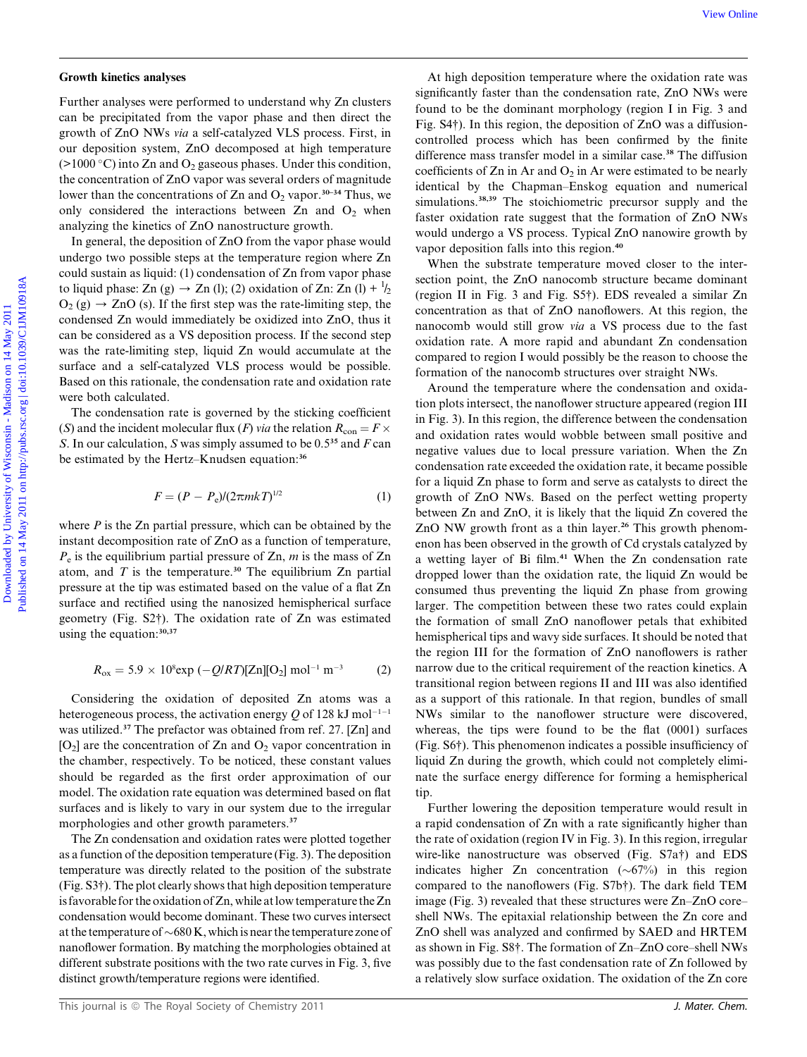### Growth kinetics analyses

Further analyses were performed to understand why Zn clusters can be precipitated from the vapor phase and then direct the growth of ZnO NWs *via* a self-catalyzed VLS process. First, in our deposition system, ZnO decomposed at high temperature (>1000 °C) into Zn and $O_2$ gaseous phases. Under this condition, the concentration of ZnO vapor was several orders of magnitude lower than the concentrations of Zn and $O_2$ vapor.[30–34] Thus, we only considered the interactions between Zn and $O_2$ when analyzing the kinetics of ZnO nanostructure growth.

In general, the deposition of ZnO from the vapor phase would undergo two possible steps at the temperature region where Zn could sustain as liquid: (1) condensation of Zn from vapor phase to liquid phase: Zn (g) → Zn (l); (2) oxidation of Zn: Zn (l) + $^1/_2$ $O_2$ (g) → ZnO (s). If the first step was the rate-limiting step, the condensed Zn would immediately be oxidized into ZnO, thus it can be considered as a VS deposition process. If the second step was the rate-limiting step, liquid Zn would accumulate at the surface and a self-catalyzed VLS process would be possible. Based on this rationale, the condensation rate and oxidation rate were both calculated.

The condensation rate is governed by the sticking coefficient ($S$) and the incident molecular flux ($F$) *via* the relation $R_{con} = F \times S$. In our calculation, $S$ was simply assumed to be 0.5[35] and $F$ can be estimated by the Hertz–Knudsen equation:[36]

$$F = (P - P_e)/(2\pi mkT)^{1/2} \tag{1}$$

where $P$ is the Zn partial pressure, which can be obtained by the instant decomposition rate of ZnO as a function of temperature, $P_e$ is the equilibrium partial pressure of Zn, $m$ is the mass of Zn atom, and $T$ is the temperature.[30] The equilibrium Zn partial pressure at the tip was estimated based on the value of a flat Zn surface and rectified using the nanosized hemispherical surface geometry (Fig. S2†). The oxidation rate of Zn was estimated using the equation:[30,37]

$$R_{ox} = 5.9 \times 10^8 \exp(-Q/RT)[\mathrm{Zn}][\mathrm{O_2}]\ \mathrm{mol^{-1}\ m^{-3}} \tag{2}$$

Considering the oxidation of deposited Zn atoms was a heterogeneous process, the activation energy $Q$ of 128 kJ $\mathrm{mol^{-1-1}}$ was utilized.[37] The prefactor was obtained from ref. 27. [Zn] and [$O_2$] are the concentration of Zn and $O_2$ vapor concentration in the chamber, respectively. To be noticed, these constant values should be regarded as the first order approximation of our model. The oxidation rate equation was determined based on flat surfaces and is likely to vary in our system due to the irregular morphologies and other growth parameters.[37]

The Zn condensation and oxidation rates were plotted together as a function of the deposition temperature (Fig. 3). The deposition temperature was directly related to the position of the substrate (Fig. S3†). The plot clearly shows that high deposition temperature is favorable for the oxidation of Zn, while at low temperature the Zn condensation would become dominant. These two curves intersect at the temperature of ~680 K, which is near the temperature zone of nanoflower formation. By matching the morphologies obtained at different substrate positions with the two rate curves in Fig. 3, five distinct growth/temperature regions were identified.

At high deposition temperature where the oxidation rate was significantly faster than the condensation rate, ZnO NWs were found to be the dominant morphology (region I in Fig. 3 and Fig. S4†). In this region, the deposition of ZnO was a diffusion-controlled process which has been confirmed by the finite difference mass transfer model in a similar case.[38] The diffusion coefficients of Zn in Ar and $O_2$ in Ar were estimated to be nearly identical by the Chapman–Enskog equation and numerical simulations.[38,39] The stoichiometric precursor supply and the faster oxidation rate suggest that the formation of ZnO NWs would undergo a VS process. Typical ZnO nanowire growth by vapor deposition falls into this region.[40]

When the substrate temperature moved closer to the intersection point, the ZnO nanocomb structure became dominant (region II in Fig. 3 and Fig. S5†). EDS revealed a similar Zn concentration as that of ZnO nanoflowers. At this region, the nanocomb would still grow *via* a VS process due to the fast oxidation rate. A more rapid and abundant Zn condensation compared to region I would possibly be the reason to choose the formation of the nanocomb structures over straight NWs.

Around the temperature where the condensation and oxidation plots intersect, the nanoflower structure appeared (region III in Fig. 3). In this region, the difference between the condensation and oxidation rates would wobble between small positive and negative values due to local pressure variation. When the Zn condensation rate exceeded the oxidation rate, it became possible for a liquid Zn phase to form and serve as catalysts to direct the growth of ZnO NWs. Based on the perfect wetting property between Zn and ZnO, it is likely that the liquid Zn covered the ZnO NW growth front as a thin layer.[26] This growth phenomenon has been observed in the growth of Cd crystals catalyzed by a wetting layer of Bi film.[41] When the Zn condensation rate dropped lower than the oxidation rate, the liquid Zn would be consumed thus preventing the liquid Zn phase from growing larger. The competition between these two rates could explain the formation of small ZnO nanoflower petals that exhibited hemispherical tips and wavy side surfaces. It should be noted that the region III for the formation of ZnO nanoflowers is rather narrow due to the critical requirement of the reaction kinetics. A transitional region between regions II and III was also identified as a support of this rationale. In that region, bundles of small NWs similar to the nanoflower structure were discovered, whereas, the tips were found to be the flat (0001) surfaces (Fig. S6†). This phenomenon indicates a possible insufficiency of liquid Zn during the growth, which could not completely eliminate the surface energy difference for forming a hemispherical tip.

Further lowering the deposition temperature would result in a rapid condensation of Zn with a rate significantly higher than the rate of oxidation (region IV in Fig. 3). In this region, irregular wire-like nanostructure was observed (Fig. S7a†) and EDS indicates higher Zn concentration (~67%) in this region compared to the nanoflowers (Fig. S7b†). The dark field TEM image (Fig. 3) revealed that these structures were Zn–ZnO core–shell NWs. The epitaxial relationship between the Zn core and ZnO shell was analyzed and confirmed by SAED and HRTEM as shown in Fig. S8†. The formation of Zn–ZnO core–shell NWs was possibly due to the fast condensation rate of Zn followed by a relatively slow surface oxidation. The oxidation of the Zn core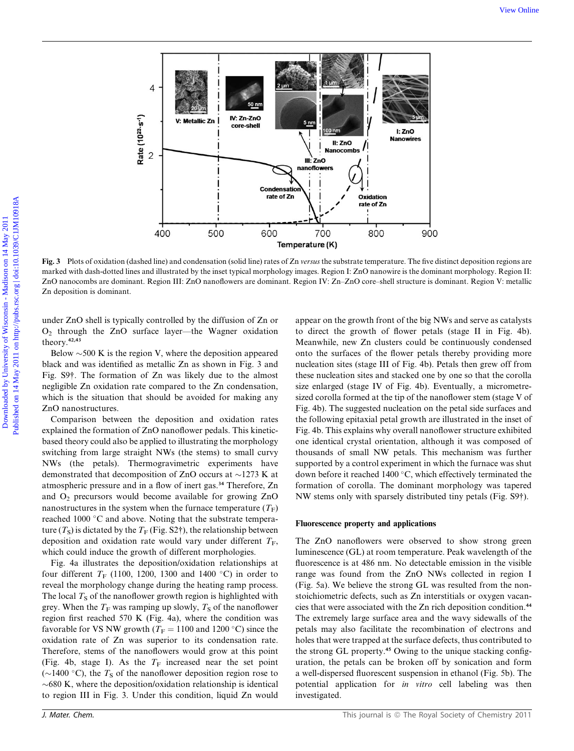Rate ($10^{23}$·s$^{-1}$)

4

2

400 500 600 700 800 900

Temperature (K)

V: Metallic Zn

IV: Zn-ZnO core-shell

III: ZnO nanoflowers

II: ZnO Nanocombs

I: ZnO Nanowires

Condensation rate of Zn

Oxidation rate of Zn

20 μm

50 nm

2 μm

5 nm

1 μm

100 nm

5 μm

**Fig. 3** Plots of oxidation (dashed line) and condensation (solid line) rates of Zn *versus* the substrate temperature. The five distinct deposition regions are marked with dash-dotted lines and illustrated by the inset typical morphology images. Region I: ZnO nanowire is the dominant morphology. Region II: ZnO nanocombs are dominant. Region III: ZnO nanoflowers are dominant. Region IV: Zn–ZnO core–shell structure is dominant. Region V: metallic Zn deposition is dominant.

under ZnO shell is typically controlled by the diffusion of Zn or $O_2$ through the ZnO surface layer—the Wagner oxidation theory.[42,43]

Below ~500 K is the region V, where the deposition appeared black and was identified as metallic Zn as shown in Fig. 3 and Fig. S9†. The formation of Zn was likely due to the almost negligible Zn oxidation rate compared to the Zn condensation, which is the situation that should be avoided for making any ZnO nanostructures.

Comparison between the deposition and oxidation rates explained the formation of ZnO nanoflower pedals. This kinetic-based theory could also be applied to illustrating the morphology switching from large straight NWs (the stems) to small curvy NWs (the petals). Thermogravimetric experiments have demonstrated that decomposition of ZnO occurs at ~1273 K at atmospheric pressure and in a flow of inert gas.[34] Therefore, Zn and $O_2$ precursors would become available for growing ZnO nanostructures in the system when the furnace temperature ($T_F$) reached 1000 °C and above. Noting that the substrate temperature ($T_S$) is dictated by the $T_F$ (Fig. S2†), the relationship between deposition and oxidation rate would vary under different $T_F$, which could induce the growth of different morphologies.

Fig. 4a illustrates the deposition/oxidation relationships at four different $T_F$ (1100, 1200, 1300 and 1400 °C) in order to reveal the morphology change during the heating ramp process. The local $T_S$ of the nanoflower growth region is highlighted with grey. When the $T_F$ was ramping up slowly, $T_S$ of the nanoflower region first reached 570 K (Fig. 4a), where the condition was favorable for VS NW growth ($T_F$ = 1100 and 1200 °C) since the oxidation rate of Zn was superior to its condensation rate. Therefore, stems of the nanoflowers would grow at this point (Fig. 4b, stage I). As the $T_F$ increased near the set point (~1400 °C), the $T_S$ of the nanoflower deposition region rose to ~680 K, where the deposition/oxidation relationship is identical to region III in Fig. 3. Under this condition, liquid Zn would appear on the growth front of the big NWs and serve as catalysts to direct the growth of flower petals (stage II in Fig. 4b). Meanwhile, new Zn clusters could be continuously condensed onto the surfaces of the flower petals thereby providing more nucleation sites (stage III of Fig. 4b). Petals then grew off from these nucleation sites and stacked one by one so that the corolla size enlarged (stage IV of Fig. 4b). Eventually, a micrometre-sized corolla formed at the tip of the nanoflower stem (stage V of Fig. 4b). The suggested nucleation on the petal side surfaces and the following epitaxial petal growth are illustrated in the inset of Fig. 4b. This explains why overall nanoflower structure exhibited one identical crystal orientation, although it was composed of thousands of small NW petals. This mechanism was further supported by a control experiment in which the furnace was shut down before it reached 1400 °C, which effectively terminated the formation of corolla. The dominant morphology was tapered NW stems only with sparsely distributed tiny petals (Fig. S9†).

### Fluorescence property and applications

The ZnO nanoflowers were observed to show strong green luminescence (GL) at room temperature. Peak wavelength of the fluorescence is at 486 nm. No detectable emission in the visible range was found from the ZnO NWs collected in region I (Fig. 5a). We believe the strong GL was resulted from the non-stoichiometric defects, such as Zn interstitials or oxygen vacancies that were associated with the Zn rich deposition condition.[44] The extremely large surface area and the wavy sidewalls of the petals may also facilitate the recombination of electrons and holes that were trapped at the surface defects, thus contributed to the strong GL property.[45] Owing to the unique stacking configuration, the petals can be broken off by sonication and form a well-dispersed fluorescent suspension in ethanol (Fig. 5b). The potential application for *in vitro* cell labeling was then investigated.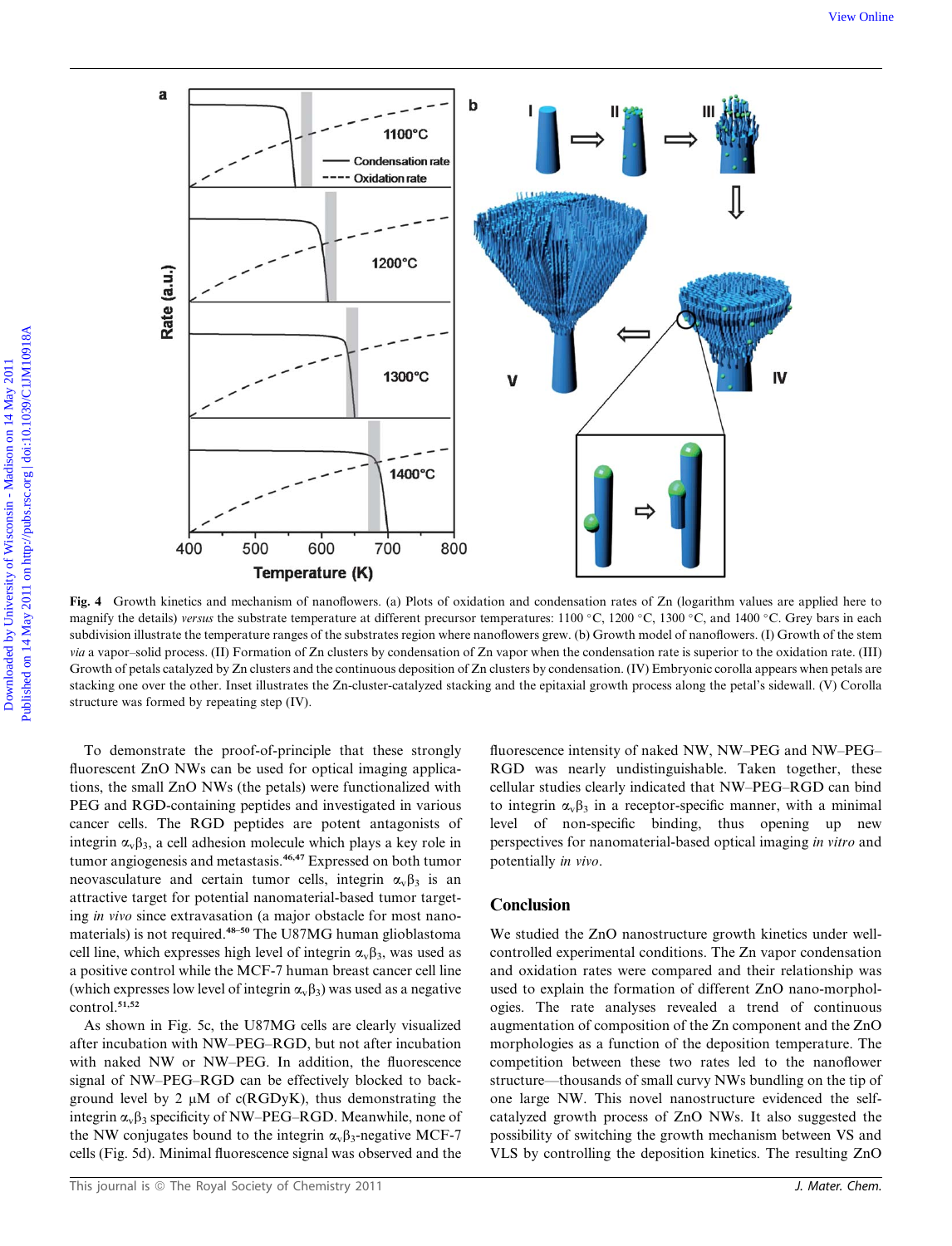a

1100°C

Condensation rate

Oxidation rate

1200°C

1300°C

1400°C

Rate (a.u.)

400 500 600 700 800

Temperature (K)

b

I II III

IV

V

**Fig. 4** Growth kinetics and mechanism of nanoflowers. (a) Plots of oxidation and condensation rates of Zn (logarithm values are applied here to magnify the details) *versus* the substrate temperature at different precursor temperatures: 1100 °C, 1200 °C, 1300 °C, and 1400 °C. Grey bars in each subdivision illustrate the temperature ranges of the substrates region where nanoflowers grew. (b) Growth model of nanoflowers. (I) Growth of the stem *via* a vapor–solid process. (II) Formation of Zn clusters by condensation of Zn vapor when the condensation rate is superior to the oxidation rate. (III) Growth of petals catalyzed by Zn clusters and the continuous deposition of Zn clusters by condensation. (IV) Embryonic corolla appears when petals are stacking one over the other. Inset illustrates the Zn-cluster-catalyzed stacking and the epitaxial growth process along the petal's sidewall. (V) Corolla structure was formed by repeating step (IV).

To demonstrate the proof-of-principle that these strongly fluorescent ZnO NWs can be used for optical imaging applications, the small ZnO NWs (the petals) were functionalized with PEG and RGD-containing peptides and investigated in various cancer cells. The RGD peptides are potent antagonists of integrin $\alpha_v\beta_3$, a cell adhesion molecule which plays a key role in tumor angiogenesis and metastasis.[46,47] Expressed on both tumor neovasculature and certain tumor cells, integrin $\alpha_v\beta_3$ is an attractive target for potential nanomaterial-based tumor targeting *in vivo* since extravasation (a major obstacle for most nanomaterials) is not required.[48–50] The U87MG human glioblastoma cell line, which expresses high level of integrin $\alpha_v\beta_3$, was used as a positive control while the MCF-7 human breast cancer cell line (which expresses low level of integrin $\alpha_v\beta_3$) was used as a negative control.[51,52]

As shown in Fig. 5c, the U87MG cells are clearly visualized after incubation with NW–PEG–RGD, but not after incubation with naked NW or NW–PEG. In addition, the fluorescence signal of NW–PEG–RGD can be effectively blocked to background level by 2 μM of c(RGDyK), thus demonstrating the integrin $\alpha_v\beta_3$ specificity of NW–PEG–RGD. Meanwhile, none of the NW conjugates bound to the integrin $\alpha_v\beta_3$-negative MCF-7 cells (Fig. 5d). Minimal fluorescence signal was observed and the fluorescence intensity of naked NW, NW–PEG and NW–PEG–RGD was nearly undistinguishable. Taken together, these cellular studies clearly indicated that NW–PEG–RGD can bind to integrin $\alpha_v\beta_3$ in a receptor-specific manner, with a minimal level of non-specific binding, thus opening up new perspectives for nanomaterial-based optical imaging *in vitro* and potentially *in vivo*.

## Conclusion

We studied the ZnO nanostructure growth kinetics under well-controlled experimental conditions. The Zn vapor condensation and oxidation rates were compared and their relationship was used to explain the formation of different ZnO nano-morphologies. The rate analyses revealed a trend of continuous augmentation of composition of the Zn component and the ZnO morphologies as a function of the deposition temperature. The competition between these two rates led to the nanoflower structure—thousands of small curvy NWs bundling on the tip of one large NW. This novel nanostructure evidenced the self-catalyzed growth process of ZnO NWs. It also suggested the possibility of switching the growth mechanism between VS and VLS by controlling the deposition kinetics. The resulting ZnO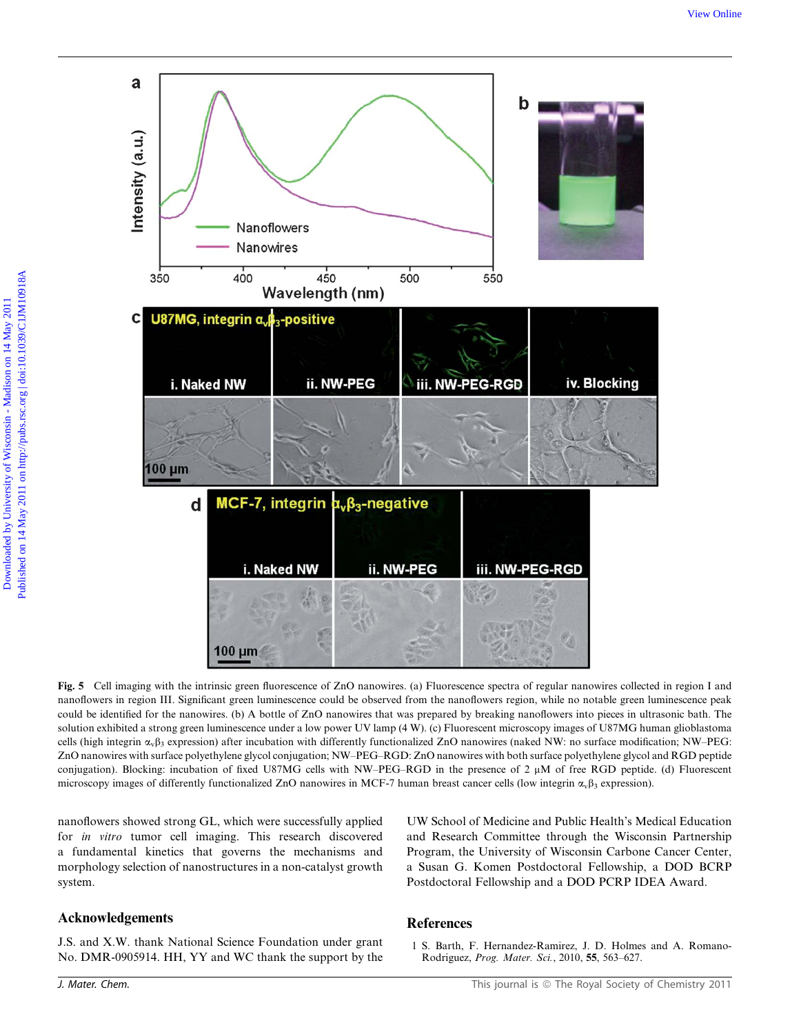a

Intensity (a.u.)

Nanoflowers

Nanowires

350

400

450

500

550

Wavelength (nm)

b

c U87MG, integrin $\alpha_v\beta_3$-positive

i. Naked NW

ii. NW-PEG

iii. NW-PEG-RGD

iv. Blocking

100 μm

d MCF-7, integrin $\alpha_v\beta_3$-negative

i. Naked NW

ii. NW-PEG

iii. NW-PEG-RGD

100 μm

**Fig. 5** Cell imaging with the intrinsic green fluorescence of ZnO nanowires. (a) Fluorescence spectra of regular nanowires collected in region I and nanoflowers in region III. Significant green luminescence could be observed from the nanoflowers region, while no notable green luminescence peak could be identified for the nanowires. (b) A bottle of ZnO nanowires that was prepared by breaking nanoflowers into pieces in ultrasonic bath. The solution exhibited a strong green luminescence under a low power UV lamp (4 W). (c) Fluorescent microscopy images of U87MG human glioblastoma cells (high integrin $\alpha_v\beta_3$ expression) after incubation with differently functionalized ZnO nanowires (naked NW: no surface modification; NW–PEG: ZnO nanowires with surface polyethylene glycol conjugation; NW–PEG–RGD: ZnO nanowires with both surface polyethylene glycol and RGD peptide conjugation). Blocking: incubation of fixed U87MG cells with NW–PEG–RGD in the presence of 2 μM of free RGD peptide. (d) Fluorescent microscopy images of differently functionalized ZnO nanowires in MCF-7 human breast cancer cells (low integrin $\alpha_v\beta_3$ expression).

nanoflowers showed strong GL, which were successfully applied for *in vitro* tumor cell imaging. This research discovered a fundamental kinetics that governs the mechanisms and morphology selection of nanostructures in a non-catalyst growth system.

## Acknowledgements

J.S. and X.W. thank National Science Foundation under grant No. DMR-0905914. HH, YY and WC thank the support by the UW School of Medicine and Public Health's Medical Education and Research Committee through the Wisconsin Partnership Program, the University of Wisconsin Carbone Cancer Center, a Susan G. Komen Postdoctoral Fellowship, a DOD BCRP Postdoctoral Fellowship and a DOD PCRP IDEA Award.

## References

1 S. Barth, F. Hernandez-Ramirez, J. D. Holmes and A. Romano-Rodriguez, *Prog. Mater. Sci.*, 2010, **55**, 563–627.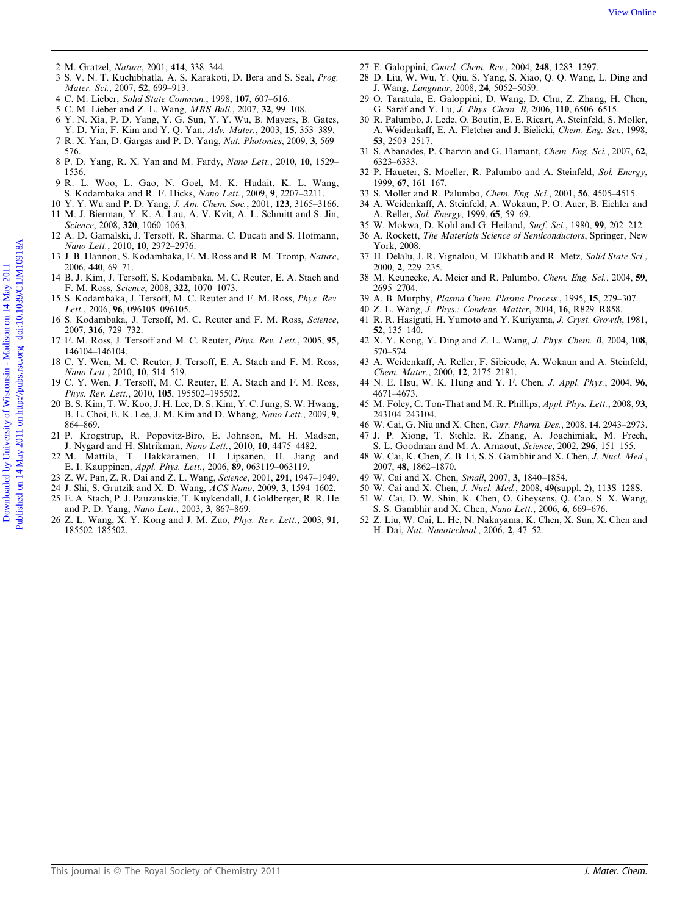2 M. Gratzel, *Nature*, 2001, **414**, 338–344.
3 S. V. N. T. Kuchibhatla, A. S. Karakoti, D. Bera and S. Seal, *Prog. Mater. Sci.*, 2007, **52**, 699–913.
4 C. M. Lieber, *Solid State Commun.*, 1998, **107**, 607–616.
5 C. M. Lieber and Z. L. Wang, *MRS Bull.*, 2007, **32**, 99–108.
6 Y. N. Xia, P. D. Yang, Y. G. Sun, Y. Y. Wu, B. Mayers, B. Gates, Y. D. Yin, F. Kim and Y. Q. Yan, *Adv. Mater.*, 2003, **15**, 353–389.
7 R. X. Yan, D. Gargas and P. D. Yang, *Nat. Photonics*, 2009, **3**, 569–576.
8 P. D. Yang, R. X. Yan and M. Fardy, *Nano Lett.*, 2010, **10**, 1529–1536.
9 R. L. Woo, L. Gao, N. Goel, M. K. Hudait, K. L. Wang, S. Kodambaka and R. F. Hicks, *Nano Lett.*, 2009, **9**, 2207–2211.
10 Y. Y. Wu and P. D. Yang, *J. Am. Chem. Soc.*, 2001, **123**, 3165–3166.
11 M. J. Bierman, Y. K. A. Lau, A. V. Kvit, A. L. Schmitt and S. Jin, *Science*, 2008, **320**, 1060–1063.
12 A. D. Gamalski, J. Tersoff, R. Sharma, C. Ducati and S. Hofmann, *Nano Lett.*, 2010, **10**, 2972–2976.
13 J. B. Hannon, S. Kodambaka, F. M. Ross and R. M. Tromp, *Nature*, 2006, **440**, 69–71.
14 B. J. Kim, J. Tersoff, S. Kodambaka, M. C. Reuter, E. A. Stach and F. M. Ross, *Science*, 2008, **322**, 1070–1073.
15 S. Kodambaka, J. Tersoff, M. C. Reuter and F. M. Ross, *Phys. Rev. Lett.*, 2006, **96**, 096105–096105.
16 S. Kodambaka, J. Tersoff, M. C. Reuter and F. M. Ross, *Science*, 2007, **316**, 729–732.
17 F. M. Ross, J. Tersoff and M. C. Reuter, *Phys. Rev. Lett.*, 2005, **95**, 146104–146104.
18 C. Y. Wen, M. C. Reuter, J. Tersoff, E. A. Stach and F. M. Ross, *Nano Lett.*, 2010, **10**, 514–519.
19 C. Y. Wen, J. Tersoff, M. C. Reuter, E. A. Stach and F. M. Ross, *Phys. Rev. Lett.*, 2010, **105**, 195502–195502.
20 B. S. Kim, T. W. Koo, J. H. Lee, D. S. Kim, Y. C. Jung, S. W. Hwang, B. L. Choi, E. K. Lee, J. M. Kim and D. Whang, *Nano Lett.*, 2009, **9**, 864–869.
21 P. Krogstrup, R. Popovitz-Biro, E. Johnson, M. H. Madsen, J. Nygard and H. Shtrikman, *Nano Lett.*, 2010, **10**, 4475–4482.
22 M. Mattila, T. Hakkarainen, H. Lipsanen, H. Jiang and E. I. Kauppinen, *Appl. Phys. Lett.*, 2006, **89**, 063119–063119.
23 Z. W. Pan, Z. R. Dai and Z. L. Wang, *Science*, 2001, **291**, 1947–1949.
24 J. Shi, S. Grutzik and X. D. Wang, *ACS Nano*, 2009, **3**, 1594–1602.
25 E. A. Stach, P. J. Pauzauskie, T. Kuykendall, J. Goldberger, R. R. He and P. D. Yang, *Nano Lett.*, 2003, **3**, 867–869.
26 Z. L. Wang, X. Y. Kong and J. M. Zuo, *Phys. Rev. Lett.*, 2003, **91**, 185502–185502.
27 E. Galoppini, *Coord. Chem. Rev.*, 2004, **248**, 1283–1297.
28 D. Liu, W. Wu, Y. Qiu, S. Yang, S. Xiao, Q. Q. Wang, L. Ding and J. Wang, *Langmuir*, 2008, **24**, 5052–5059.
29 O. Taratula, E. Galoppini, D. Wang, D. Chu, Z. Zhang, H. Chen, G. Saraf and Y. Lu, *J. Phys. Chem. B*, 2006, **110**, 6506–6515.
30 R. Palumbo, J. Lede, O. Boutin, E. E. Ricart, A. Steinfeld, S. Moller, A. Weidenkaff, E. A. Fletcher and J. Bielicki, *Chem. Eng. Sci.*, 1998, **53**, 2503–2517.
31 S. Abanades, P. Charvin and G. Flamant, *Chem. Eng. Sci.*, 2007, **62**, 6323–6333.
32 P. Haueter, S. Moeller, R. Palumbo and A. Steinfeld, *Sol. Energy*, 1999, **67**, 161–167.
33 S. Moller and R. Palumbo, *Chem. Eng. Sci.*, 2001, **56**, 4505–4515.
34 A. Weidenkaff, A. Steinfeld, A. Wokaun, P. O. Auer, B. Eichler and A. Reller, *Sol. Energy*, 1999, **65**, 59–69.
35 W. Mokwa, D. Kohl and G. Heiland, *Surf. Sci.*, 1980, **99**, 202–212.
36 A. Rockett, *The Materials Science of Semiconductors*, Springer, New York, 2008.
37 H. Delalu, J. R. Vignalou, M. Elkhatib and R. Metz, *Solid State Sci.*, 2000, **2**, 229–235.
38 M. Keunecke, A. Meier and R. Palumbo, *Chem. Eng. Sci.*, 2004, **59**, 2695–2704.
39 A. B. Murphy, *Plasma Chem. Plasma Process.*, 1995, **15**, 279–307.
40 Z. L. Wang, *J. Phys.: Condens. Matter*, 2004, **16**, R829–R858.
41 R. R. Hasiguti, H. Yumoto and Y. Kuriyama, *J. Cryst. Growth*, 1981, **52**, 135–140.
42 X. Y. Kong, Y. Ding and Z. L. Wang, *J. Phys. Chem. B*, 2004, **108**, 570–574.
43 A. Weidenkaff, A. Reller, F. Sibieude, A. Wokaun and A. Steinfeld, *Chem. Mater.*, 2000, **12**, 2175–2181.
44 N. E. Hsu, W. K. Hung and Y. F. Chen, *J. Appl. Phys.*, 2004, **96**, 4671–4673.
45 M. Foley, C. Ton-That and M. R. Phillips, *Appl. Phys. Lett.*, 2008, **93**, 243104–243104.
46 W. Cai, G. Niu and X. Chen, *Curr. Pharm. Des.*, 2008, **14**, 2943–2973.
47 J. P. Xiong, T. Stehle, R. Zhang, A. Joachimiak, M. Frech, S. L. Goodman and M. A. Arnaout, *Science*, 2002, **296**, 151–155.
48 W. Cai, K. Chen, Z. B. Li, S. S. Gambhir and X. Chen, *J. Nucl. Med.*, 2007, **48**, 1862–1870.
49 W. Cai and X. Chen, *Small*, 2007, **3**, 1840–1854.
50 W. Cai and X. Chen, *J. Nucl. Med.*, 2008, **49**(suppl. 2), 113S–128S.
51 W. Cai, D. W. Shin, K. Chen, O. Gheysens, Q. Cao, S. X. Wang, S. S. Gambhir and X. Chen, *Nano Lett.*, 2006, **6**, 669–676.
52 Z. Liu, W. Cai, L. He, N. Nakayama, K. Chen, X. Sun, X. Chen and H. Dai, *Nat. Nanotechnol.*, 2006, **2**, 47–52.